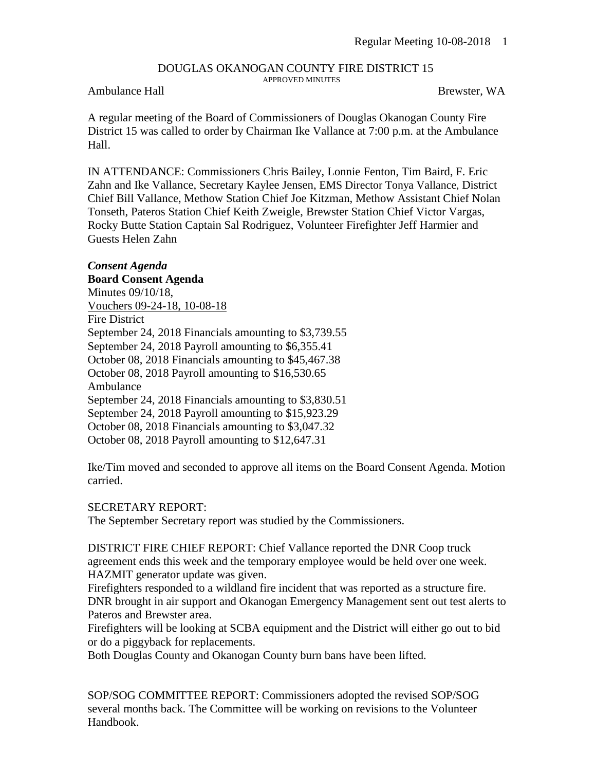# DOUGLAS OKANOGAN COUNTY FIRE DISTRICT 15

APPROVED MINUTES

Ambulance Hall Brewster, WA

A regular meeting of the Board of Commissioners of Douglas Okanogan County Fire District 15 was called to order by Chairman Ike Vallance at 7:00 p.m. at the Ambulance Hall.

IN ATTENDANCE: Commissioners Chris Bailey, Lonnie Fenton, Tim Baird, F. Eric Zahn and Ike Vallance, Secretary Kaylee Jensen, EMS Director Tonya Vallance, District Chief Bill Vallance, Methow Station Chief Joe Kitzman, Methow Assistant Chief Nolan Tonseth, Pateros Station Chief Keith Zweigle, Brewster Station Chief Victor Vargas, Rocky Butte Station Captain Sal Rodriguez, Volunteer Firefighter Jeff Harmier and Guests Helen Zahn

***Consent Agenda***

**Board Consent Agenda**

Minutes 09/10/18,
Vouchers 09-24-18, 10-08-18
Fire District
September 24, 2018 Financials amounting to $3,739.55
September 24, 2018 Payroll amounting to $6,355.41
October 08, 2018 Financials amounting to $45,467.38
October 08, 2018 Payroll amounting to $16,530.65
Ambulance
September 24, 2018 Financials amounting to $3,830.51
September 24, 2018 Payroll amounting to $15,923.29
October 08, 2018 Financials amounting to $3,047.32
October 08, 2018 Payroll amounting to $12,647.31

Ike/Tim moved and seconded to approve all items on the Board Consent Agenda. Motion carried.

SECRETARY REPORT:
The September Secretary report was studied by the Commissioners.

DISTRICT FIRE CHIEF REPORT: Chief Vallance reported the DNR Coop truck agreement ends this week and the temporary employee would be held over one week. HAZMIT generator update was given.
Firefighters responded to a wildland fire incident that was reported as a structure fire. DNR brought in air support and Okanogan Emergency Management sent out test alerts to Pateros and Brewster area.
Firefighters will be looking at SCBA equipment and the District will either go out to bid or do a piggyback for replacements.
Both Douglas County and Okanogan County burn bans have been lifted.

SOP/SOG COMMITTEE REPORT: Commissioners adopted the revised SOP/SOG several months back. The Committee will be working on revisions to the Volunteer Handbook.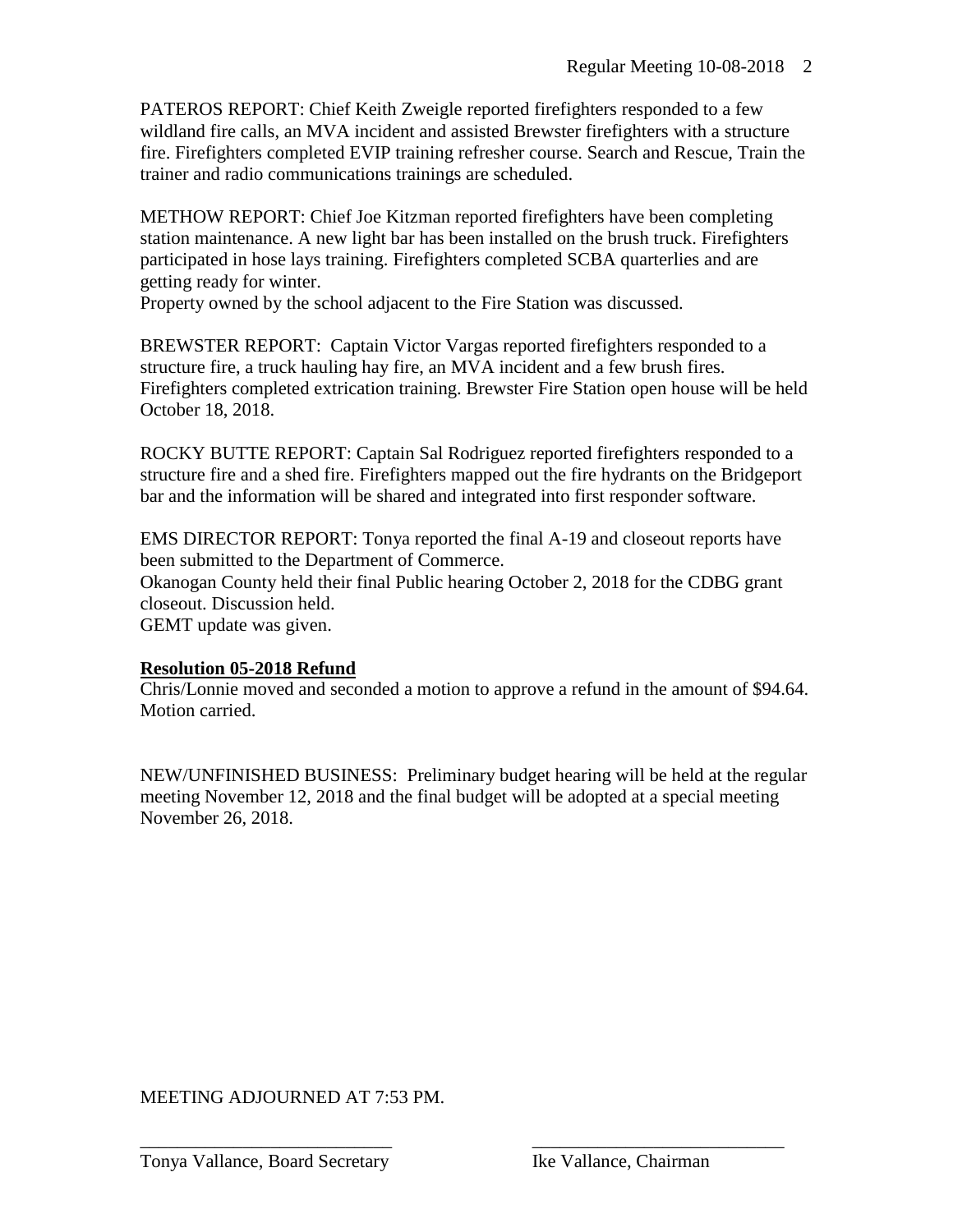PATEROS REPORT: Chief Keith Zweigle reported firefighters responded to a few wildland fire calls, an MVA incident and assisted Brewster firefighters with a structure fire. Firefighters completed EVIP training refresher course. Search and Rescue, Train the trainer and radio communications trainings are scheduled.

METHOW REPORT: Chief Joe Kitzman reported firefighters have been completing station maintenance. A new light bar has been installed on the brush truck. Firefighters participated in hose lays training. Firefighters completed SCBA quarterlies and are getting ready for winter.
Property owned by the school adjacent to the Fire Station was discussed.

BREWSTER REPORT: Captain Victor Vargas reported firefighters responded to a structure fire, a truck hauling hay fire, an MVA incident and a few brush fires. Firefighters completed extrication training. Brewster Fire Station open house will be held October 18, 2018.

ROCKY BUTTE REPORT: Captain Sal Rodriguez reported firefighters responded to a structure fire and a shed fire. Firefighters mapped out the fire hydrants on the Bridgeport bar and the information will be shared and integrated into first responder software.

EMS DIRECTOR REPORT: Tonya reported the final A-19 and closeout reports have been submitted to the Department of Commerce.
Okanogan County held their final Public hearing October 2, 2018 for the CDBG grant closeout. Discussion held.
GEMT update was given.

**Resolution 05-2018 Refund**
Chris/Lonnie moved and seconded a motion to approve a refund in the amount of $94.64. Motion carried.

NEW/UNFINISHED BUSINESS: Preliminary budget hearing will be held at the regular meeting November 12, 2018 and the final budget will be adopted at a special meeting November 26, 2018.

MEETING ADJOURNED AT 7:53 PM.

___________________________ ___________________________
Tonya Vallance, Board Secretary Ike Vallance, Chairman